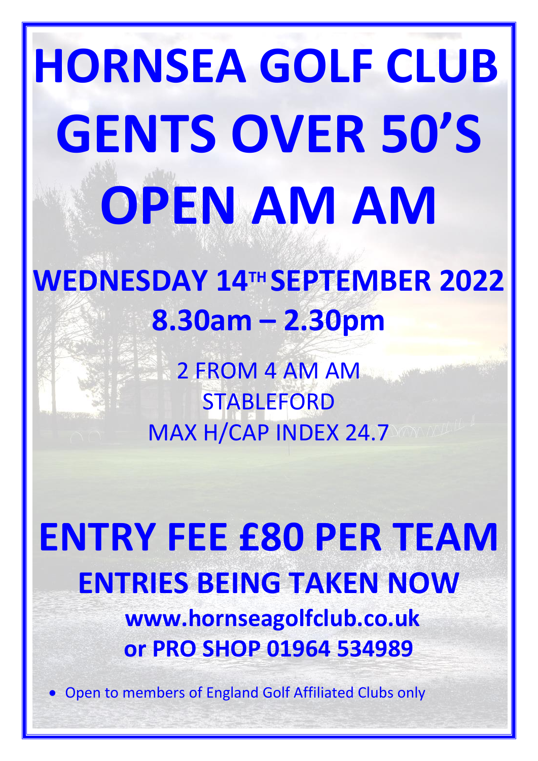# HORNSEA GOLF CLUB
# GENTS OVER 50'S
# OPEN AM AM

## WEDNESDAY 14TH SEPTEMBER 2022
## 8.30am – 2.30pm

2 FROM 4 AM AM
STABLEFORD
MAX H/CAP INDEX 24.7

# ENTRY FEE £80 PER TEAM

## ENTRIES BEING TAKEN NOW

**www.hornseagolfclub.co.uk**
**or PRO SHOP 01964 534989**

- Open to members of England Golf Affiliated Clubs only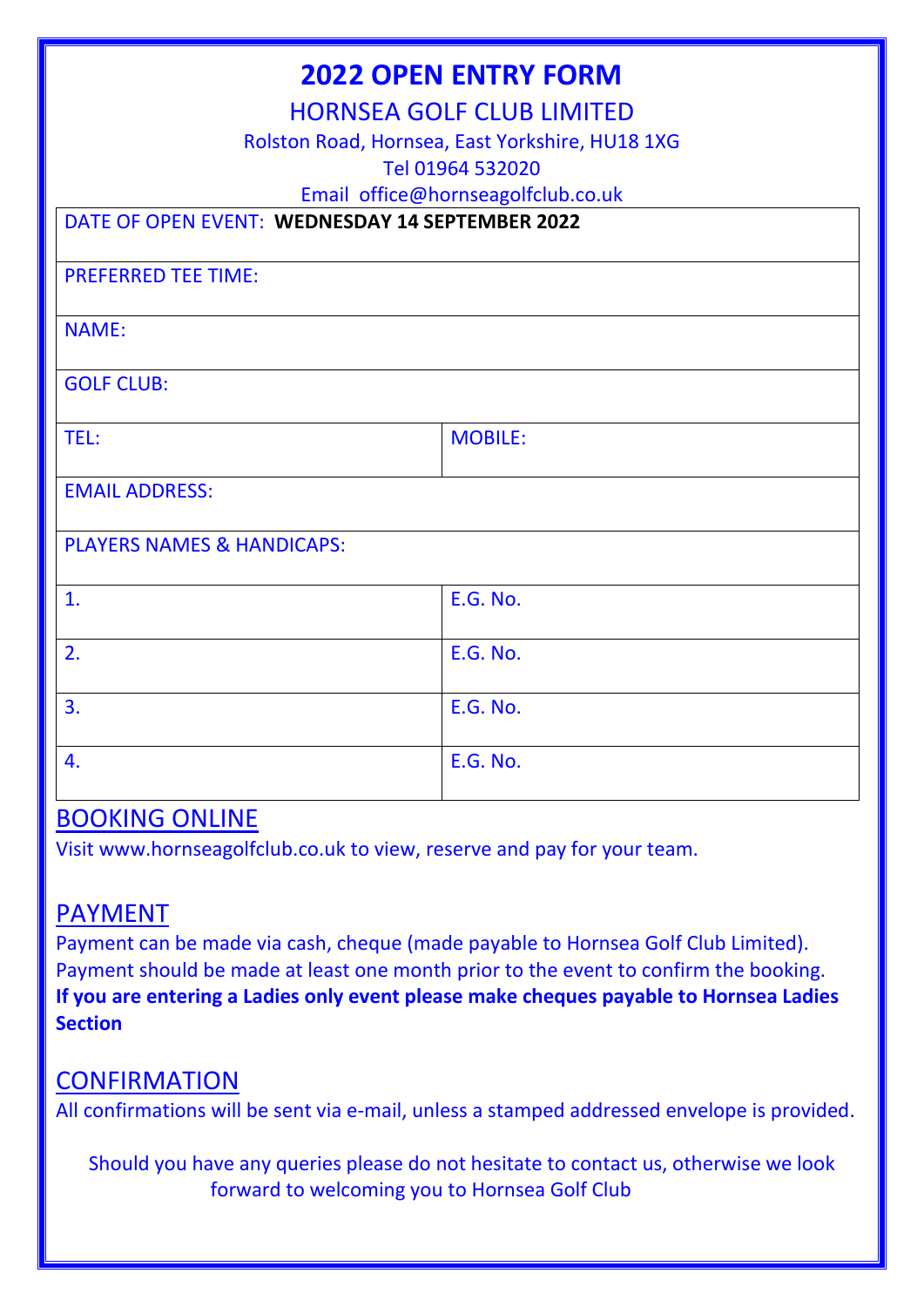# 2022 OPEN ENTRY FORM

HORNSEA GOLF CLUB LIMITED

Rolston Road, Hornsea, East Yorkshire, HU18 1XG

Tel 01964 532020

Email office@hornseagolfclub.co.uk

| | |
|---|---|
| DATE OF OPEN EVENT: **WEDNESDAY 14 SEPTEMBER 2022** | |
| PREFERRED TEE TIME: | |
| NAME: | |
| GOLF CLUB: | |
| TEL: | MOBILE: |
| EMAIL ADDRESS: | |
| PLAYERS NAMES & HANDICAPS: | |
| 1. | E.G. No. |
| 2. | E.G. No. |
| 3. | E.G. No. |
| 4. | E.G. No. |

## BOOKING ONLINE

Visit www.hornseagolfclub.co.uk to view, reserve and pay for your team.

## PAYMENT

Payment can be made via cash, cheque (made payable to Hornsea Golf Club Limited). Payment should be made at least one month prior to the event to confirm the booking. **If you are entering a Ladies only event please make cheques payable to Hornsea Ladies Section**

## CONFIRMATION

All confirmations will be sent via e-mail, unless a stamped addressed envelope is provided.

Should you have any queries please do not hesitate to contact us, otherwise we look forward to welcoming you to Hornsea Golf Club